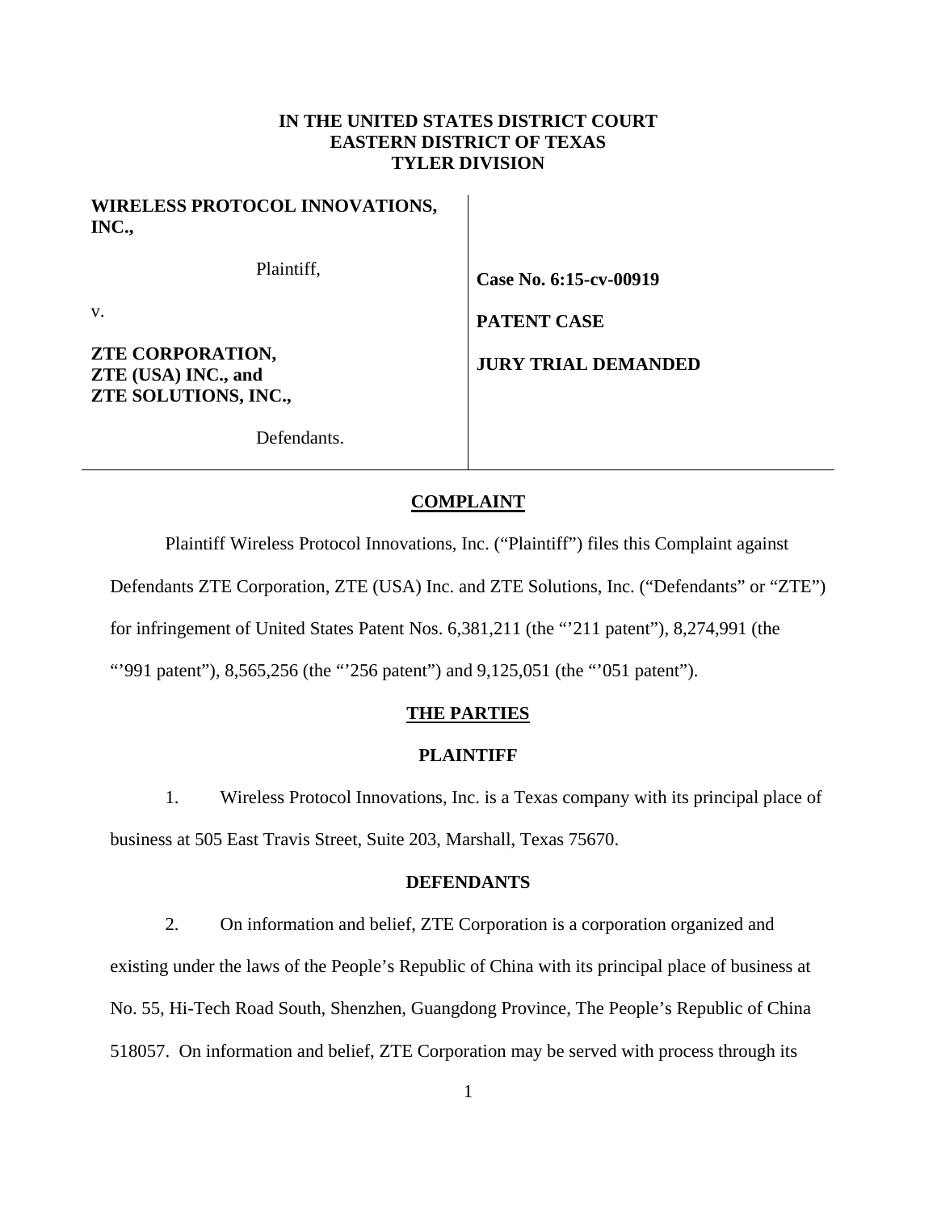**IN THE UNITED STATES DISTRICT COURT**
**EASTERN DISTRICT OF TEXAS**
**TYLER DIVISION**

| | |
|---|---|
| **WIRELESS PROTOCOL INNOVATIONS, INC.,** | |
| Plaintiff, | **Case No. 6:15-cv-00919** |
| v. | **PATENT CASE** |
| **ZTE CORPORATION, ZTE (USA) INC., and ZTE SOLUTIONS, INC.,** | **JURY TRIAL DEMANDED** |
| Defendants. | |

## COMPLAINT

Plaintiff Wireless Protocol Innovations, Inc. ("Plaintiff") files this Complaint against Defendants ZTE Corporation, ZTE (USA) Inc. and ZTE Solutions, Inc. ("Defendants" or "ZTE") for infringement of United States Patent Nos. 6,381,211 (the "'211 patent"), 8,274,991 (the "'991 patent"), 8,565,256 (the "'256 patent") and 9,125,051 (the "'051 patent").

## THE PARTIES

### PLAINTIFF

1. Wireless Protocol Innovations, Inc. is a Texas company with its principal place of business at 505 East Travis Street, Suite 203, Marshall, Texas 75670.

### DEFENDANTS

2. On information and belief, ZTE Corporation is a corporation organized and existing under the laws of the People's Republic of China with its principal place of business at No. 55, Hi-Tech Road South, Shenzhen, Guangdong Province, The People's Republic of China 518057. On information and belief, ZTE Corporation may be served with process through its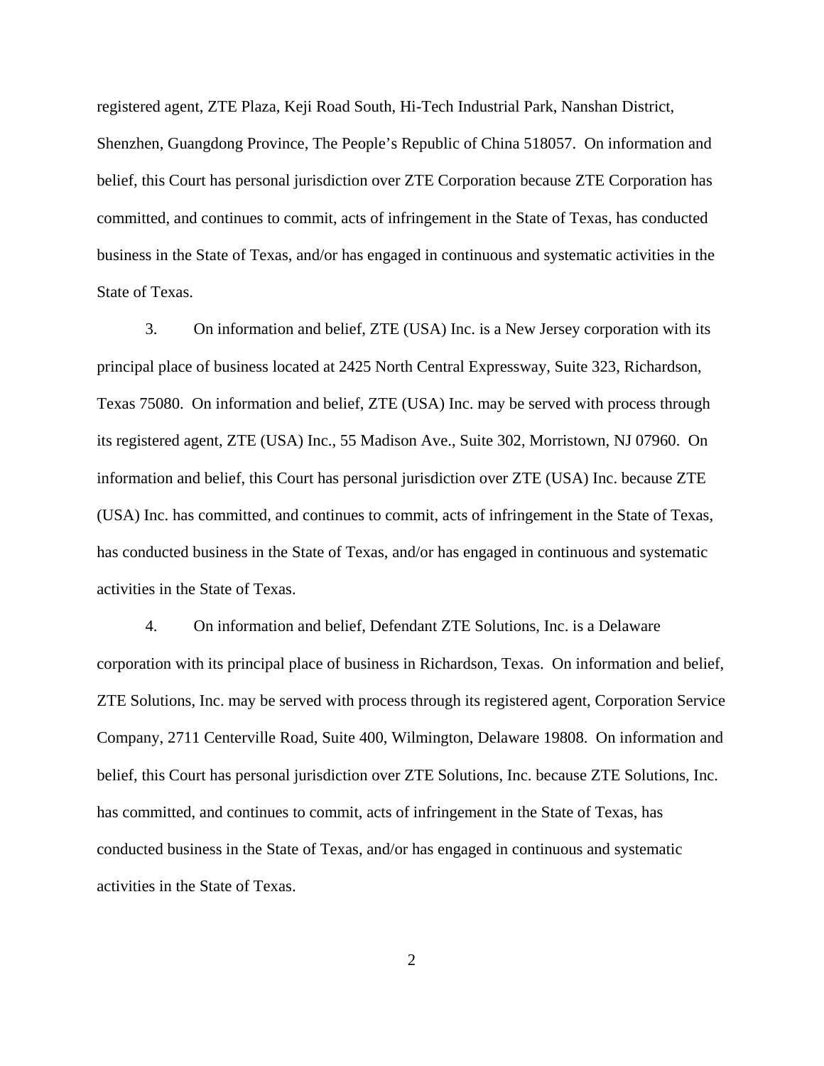registered agent, ZTE Plaza, Keji Road South, Hi-Tech Industrial Park, Nanshan District, Shenzhen, Guangdong Province, The People's Republic of China 518057. On information and belief, this Court has personal jurisdiction over ZTE Corporation because ZTE Corporation has committed, and continues to commit, acts of infringement in the State of Texas, has conducted business in the State of Texas, and/or has engaged in continuous and systematic activities in the State of Texas.

3. On information and belief, ZTE (USA) Inc. is a New Jersey corporation with its principal place of business located at 2425 North Central Expressway, Suite 323, Richardson, Texas 75080. On information and belief, ZTE (USA) Inc. may be served with process through its registered agent, ZTE (USA) Inc., 55 Madison Ave., Suite 302, Morristown, NJ 07960. On information and belief, this Court has personal jurisdiction over ZTE (USA) Inc. because ZTE (USA) Inc. has committed, and continues to commit, acts of infringement in the State of Texas, has conducted business in the State of Texas, and/or has engaged in continuous and systematic activities in the State of Texas.

4. On information and belief, Defendant ZTE Solutions, Inc. is a Delaware corporation with its principal place of business in Richardson, Texas. On information and belief, ZTE Solutions, Inc. may be served with process through its registered agent, Corporation Service Company, 2711 Centerville Road, Suite 400, Wilmington, Delaware 19808. On information and belief, this Court has personal jurisdiction over ZTE Solutions, Inc. because ZTE Solutions, Inc. has committed, and continues to commit, acts of infringement in the State of Texas, has conducted business in the State of Texas, and/or has engaged in continuous and systematic activities in the State of Texas.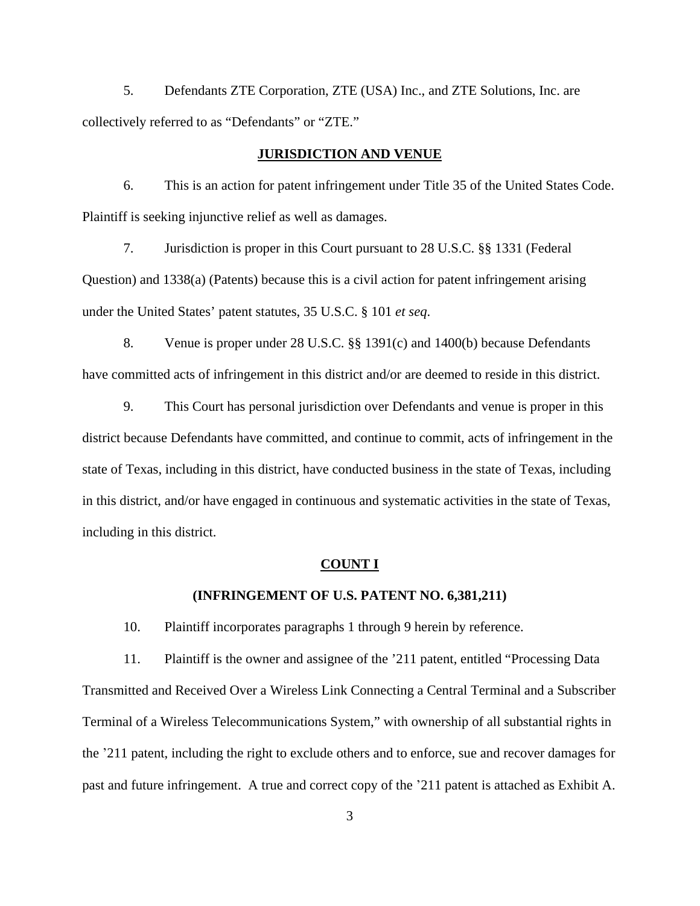5. Defendants ZTE Corporation, ZTE (USA) Inc., and ZTE Solutions, Inc. are collectively referred to as "Defendants" or "ZTE."

## JURISDICTION AND VENUE

6. This is an action for patent infringement under Title 35 of the United States Code. Plaintiff is seeking injunctive relief as well as damages.

7. Jurisdiction is proper in this Court pursuant to 28 U.S.C. §§ 1331 (Federal Question) and 1338(a) (Patents) because this is a civil action for patent infringement arising under the United States' patent statutes, 35 U.S.C. § 101 *et seq*.

8. Venue is proper under 28 U.S.C. §§ 1391(c) and 1400(b) because Defendants have committed acts of infringement in this district and/or are deemed to reside in this district.

9. This Court has personal jurisdiction over Defendants and venue is proper in this district because Defendants have committed, and continue to commit, acts of infringement in the state of Texas, including in this district, have conducted business in the state of Texas, including in this district, and/or have engaged in continuous and systematic activities in the state of Texas, including in this district.

## COUNT I

### (INFRINGEMENT OF U.S. PATENT NO. 6,381,211)

10. Plaintiff incorporates paragraphs 1 through 9 herein by reference.

11. Plaintiff is the owner and assignee of the '211 patent, entitled "Processing Data Transmitted and Received Over a Wireless Link Connecting a Central Terminal and a Subscriber Terminal of a Wireless Telecommunications System," with ownership of all substantial rights in the '211 patent, including the right to exclude others and to enforce, sue and recover damages for past and future infringement. A true and correct copy of the '211 patent is attached as Exhibit A.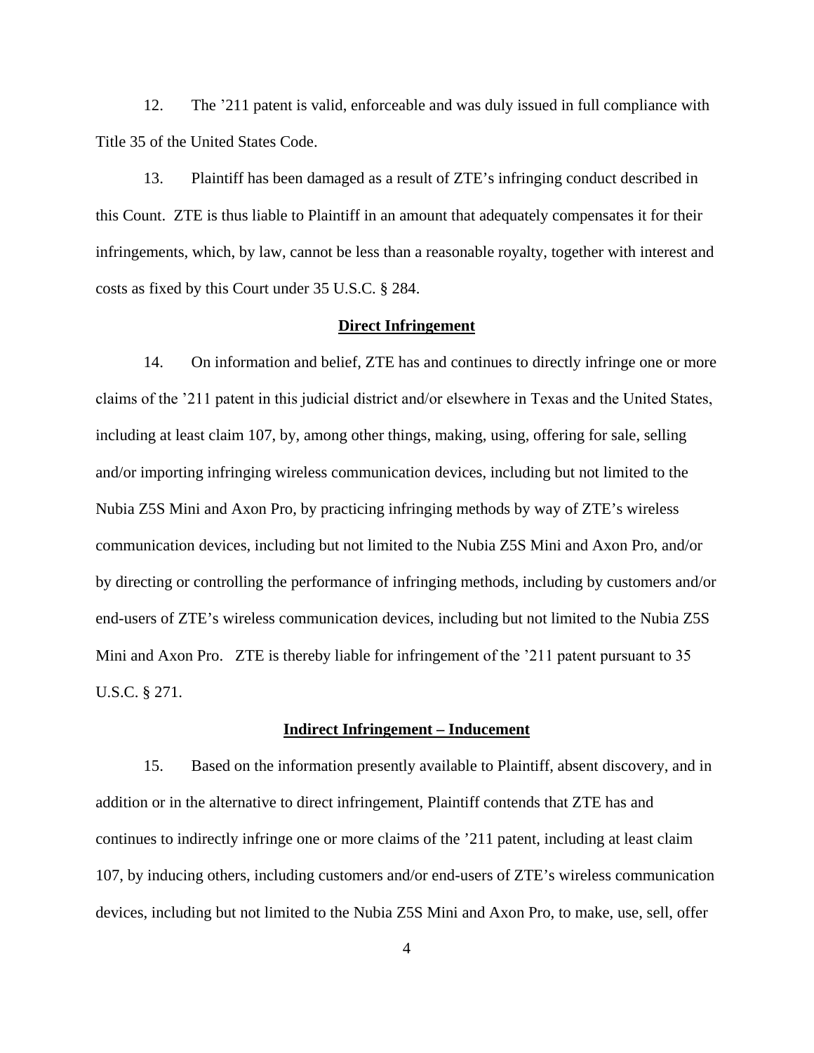12. The ’211 patent is valid, enforceable and was duly issued in full compliance with Title 35 of the United States Code.

13. Plaintiff has been damaged as a result of ZTE’s infringing conduct described in this Count. ZTE is thus liable to Plaintiff in an amount that adequately compensates it for their infringements, which, by law, cannot be less than a reasonable royalty, together with interest and costs as fixed by this Court under 35 U.S.C. § 284.

**Direct Infringement**

14. On information and belief, ZTE has and continues to directly infringe one or more claims of the ’211 patent in this judicial district and/or elsewhere in Texas and the United States, including at least claim 107, by, among other things, making, using, offering for sale, selling and/or importing infringing wireless communication devices, including but not limited to the Nubia Z5S Mini and Axon Pro, by practicing infringing methods by way of ZTE’s wireless communication devices, including but not limited to the Nubia Z5S Mini and Axon Pro, and/or by directing or controlling the performance of infringing methods, including by customers and/or end-users of ZTE’s wireless communication devices, including but not limited to the Nubia Z5S Mini and Axon Pro. ZTE is thereby liable for infringement of the ’211 patent pursuant to 35 U.S.C. § 271.

**Indirect Infringement – Inducement**

15. Based on the information presently available to Plaintiff, absent discovery, and in addition or in the alternative to direct infringement, Plaintiff contends that ZTE has and continues to indirectly infringe one or more claims of the ’211 patent, including at least claim 107, by inducing others, including customers and/or end-users of ZTE’s wireless communication devices, including but not limited to the Nubia Z5S Mini and Axon Pro, to make, use, sell, offer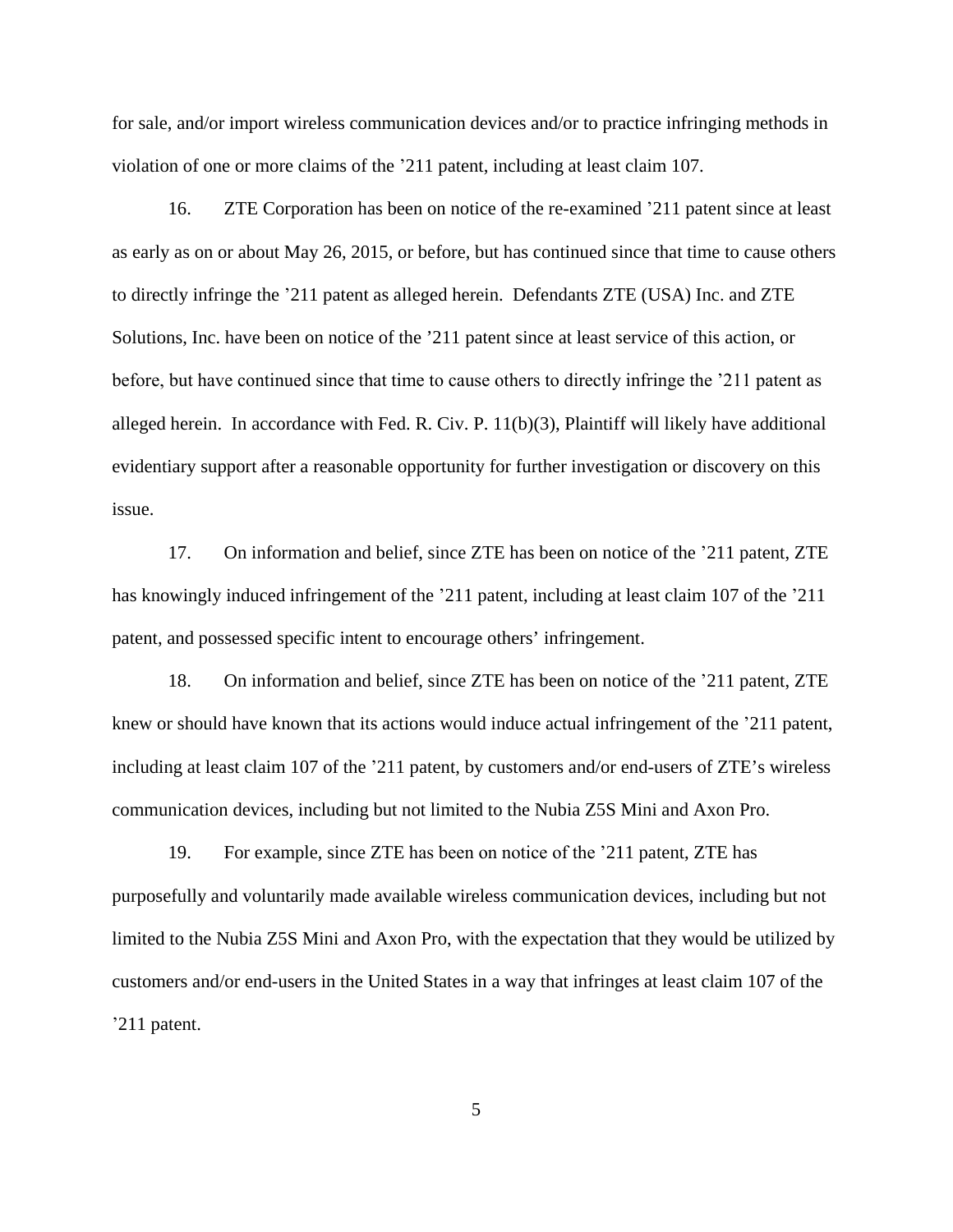for sale, and/or import wireless communication devices and/or to practice infringing methods in violation of one or more claims of the ’211 patent, including at least claim 107.

16. ZTE Corporation has been on notice of the re-examined ’211 patent since at least as early as on or about May 26, 2015, or before, but has continued since that time to cause others to directly infringe the ’211 patent as alleged herein. Defendants ZTE (USA) Inc. and ZTE Solutions, Inc. have been on notice of the ’211 patent since at least service of this action, or before, but have continued since that time to cause others to directly infringe the ’211 patent as alleged herein. In accordance with Fed. R. Civ. P. 11(b)(3), Plaintiff will likely have additional evidentiary support after a reasonable opportunity for further investigation or discovery on this issue.

17. On information and belief, since ZTE has been on notice of the ’211 patent, ZTE has knowingly induced infringement of the ’211 patent, including at least claim 107 of the ’211 patent, and possessed specific intent to encourage others’ infringement.

18. On information and belief, since ZTE has been on notice of the ’211 patent, ZTE knew or should have known that its actions would induce actual infringement of the ’211 patent, including at least claim 107 of the ’211 patent, by customers and/or end-users of ZTE’s wireless communication devices, including but not limited to the Nubia Z5S Mini and Axon Pro.

19. For example, since ZTE has been on notice of the ’211 patent, ZTE has purposefully and voluntarily made available wireless communication devices, including but not limited to the Nubia Z5S Mini and Axon Pro, with the expectation that they would be utilized by customers and/or end-users in the United States in a way that infringes at least claim 107 of the ’211 patent.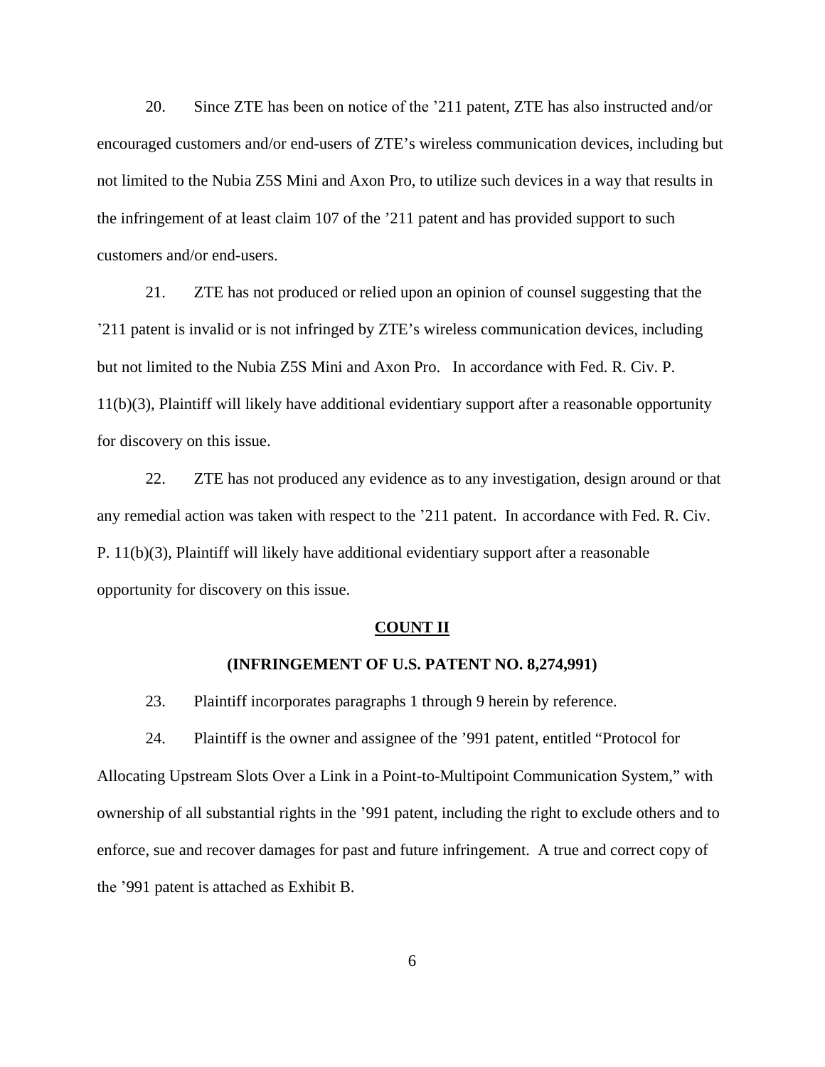20. Since ZTE has been on notice of the '211 patent, ZTE has also instructed and/or encouraged customers and/or end-users of ZTE's wireless communication devices, including but not limited to the Nubia Z5S Mini and Axon Pro, to utilize such devices in a way that results in the infringement of at least claim 107 of the '211 patent and has provided support to such customers and/or end-users.

21. ZTE has not produced or relied upon an opinion of counsel suggesting that the '211 patent is invalid or is not infringed by ZTE's wireless communication devices, including but not limited to the Nubia Z5S Mini and Axon Pro. In accordance with Fed. R. Civ. P. 11(b)(3), Plaintiff will likely have additional evidentiary support after a reasonable opportunity for discovery on this issue.

22. ZTE has not produced any evidence as to any investigation, design around or that any remedial action was taken with respect to the '211 patent. In accordance with Fed. R. Civ. P. 11(b)(3), Plaintiff will likely have additional evidentiary support after a reasonable opportunity for discovery on this issue.

## COUNT II

### (INFRINGEMENT OF U.S. PATENT NO. 8,274,991)

23. Plaintiff incorporates paragraphs 1 through 9 herein by reference.

24. Plaintiff is the owner and assignee of the '991 patent, entitled "Protocol for Allocating Upstream Slots Over a Link in a Point-to-Multipoint Communication System," with ownership of all substantial rights in the '991 patent, including the right to exclude others and to enforce, sue and recover damages for past and future infringement. A true and correct copy of the '991 patent is attached as Exhibit B.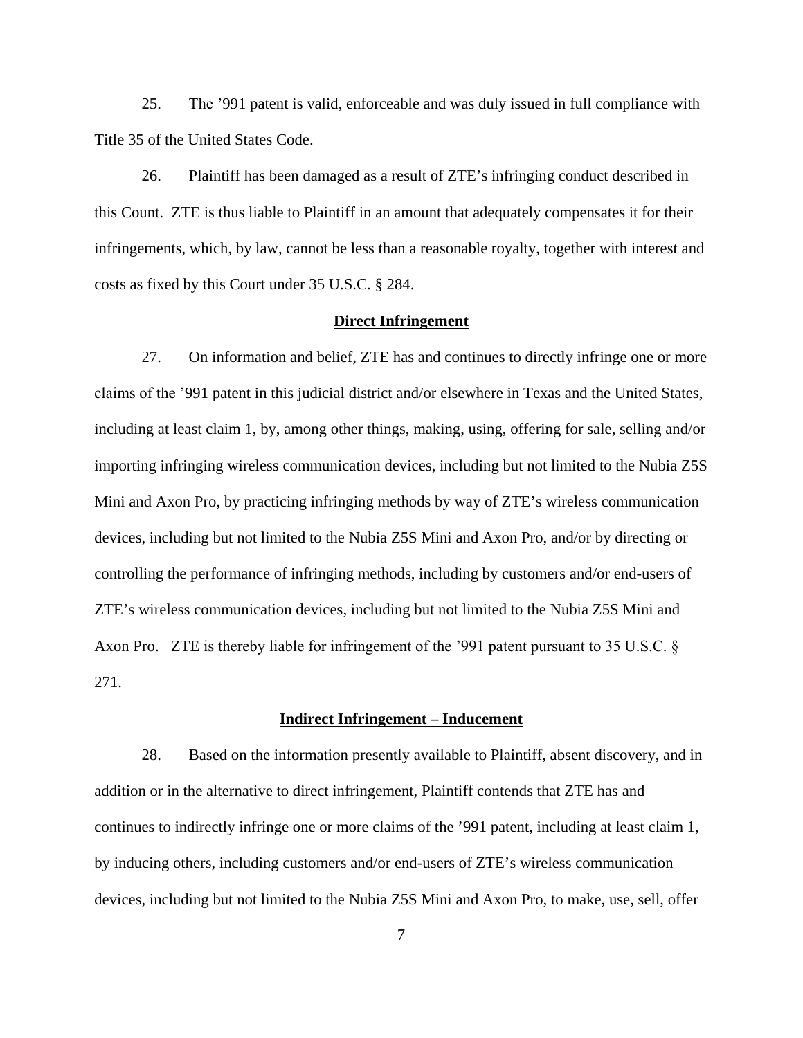25. The ’991 patent is valid, enforceable and was duly issued in full compliance with Title 35 of the United States Code.

26. Plaintiff has been damaged as a result of ZTE’s infringing conduct described in this Count. ZTE is thus liable to Plaintiff in an amount that adequately compensates it for their infringements, which, by law, cannot be less than a reasonable royalty, together with interest and costs as fixed by this Court under 35 U.S.C. § 284.

**Direct Infringement**

27. On information and belief, ZTE has and continues to directly infringe one or more claims of the ’991 patent in this judicial district and/or elsewhere in Texas and the United States, including at least claim 1, by, among other things, making, using, offering for sale, selling and/or importing infringing wireless communication devices, including but not limited to the Nubia Z5S Mini and Axon Pro, by practicing infringing methods by way of ZTE’s wireless communication devices, including but not limited to the Nubia Z5S Mini and Axon Pro, and/or by directing or controlling the performance of infringing methods, including by customers and/or end-users of ZTE’s wireless communication devices, including but not limited to the Nubia Z5S Mini and Axon Pro. ZTE is thereby liable for infringement of the ’991 patent pursuant to 35 U.S.C. § 271.

**Indirect Infringement – Inducement**

28. Based on the information presently available to Plaintiff, absent discovery, and in addition or in the alternative to direct infringement, Plaintiff contends that ZTE has and continues to indirectly infringe one or more claims of the ’991 patent, including at least claim 1, by inducing others, including customers and/or end-users of ZTE’s wireless communication devices, including but not limited to the Nubia Z5S Mini and Axon Pro, to make, use, sell, offer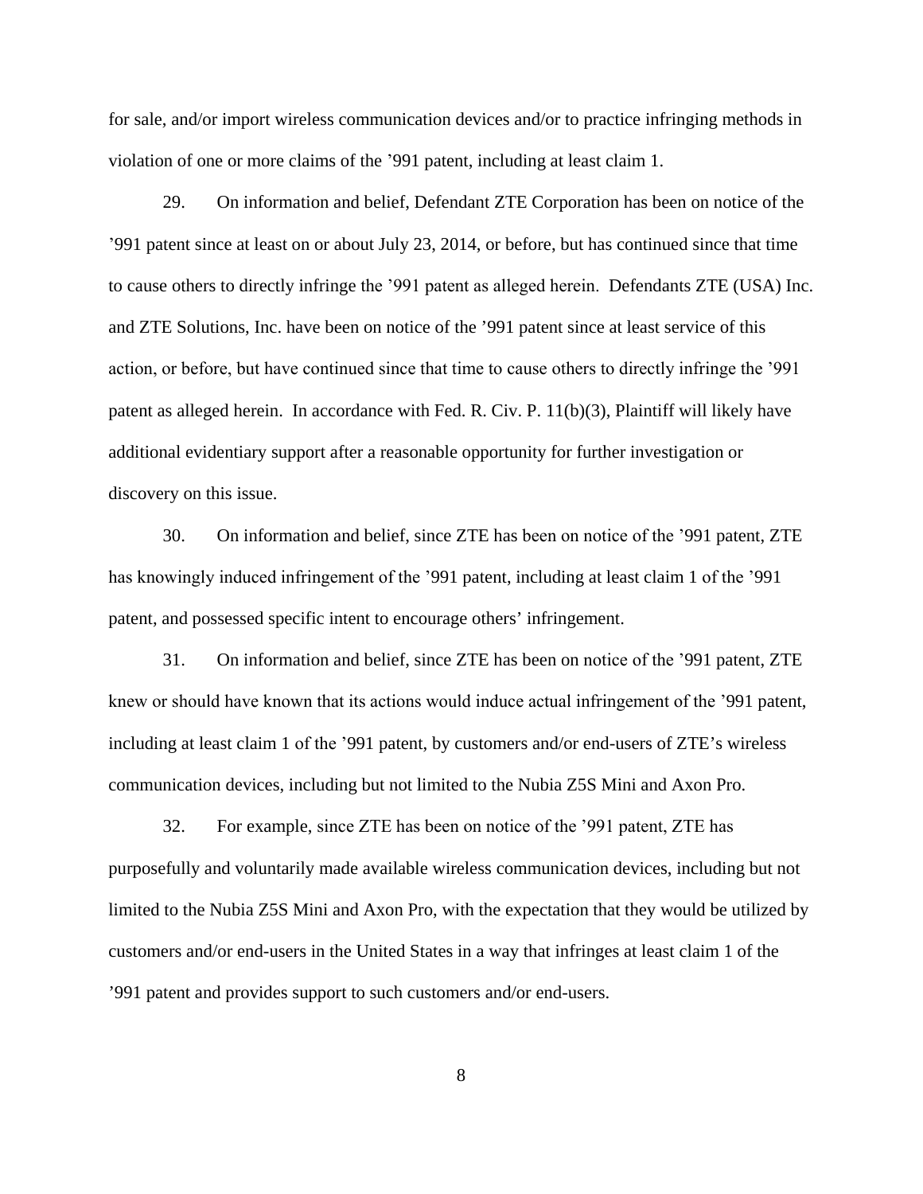for sale, and/or import wireless communication devices and/or to practice infringing methods in violation of one or more claims of the '991 patent, including at least claim 1.

29. On information and belief, Defendant ZTE Corporation has been on notice of the '991 patent since at least on or about July 23, 2014, or before, but has continued since that time to cause others to directly infringe the '991 patent as alleged herein. Defendants ZTE (USA) Inc. and ZTE Solutions, Inc. have been on notice of the '991 patent since at least service of this action, or before, but have continued since that time to cause others to directly infringe the '991 patent as alleged herein. In accordance with Fed. R. Civ. P. 11(b)(3), Plaintiff will likely have additional evidentiary support after a reasonable opportunity for further investigation or discovery on this issue.

30. On information and belief, since ZTE has been on notice of the '991 patent, ZTE has knowingly induced infringement of the '991 patent, including at least claim 1 of the '991 patent, and possessed specific intent to encourage others' infringement.

31. On information and belief, since ZTE has been on notice of the '991 patent, ZTE knew or should have known that its actions would induce actual infringement of the '991 patent, including at least claim 1 of the '991 patent, by customers and/or end-users of ZTE's wireless communication devices, including but not limited to the Nubia Z5S Mini and Axon Pro.

32. For example, since ZTE has been on notice of the '991 patent, ZTE has purposefully and voluntarily made available wireless communication devices, including but not limited to the Nubia Z5S Mini and Axon Pro, with the expectation that they would be utilized by customers and/or end-users in the United States in a way that infringes at least claim 1 of the '991 patent and provides support to such customers and/or end-users.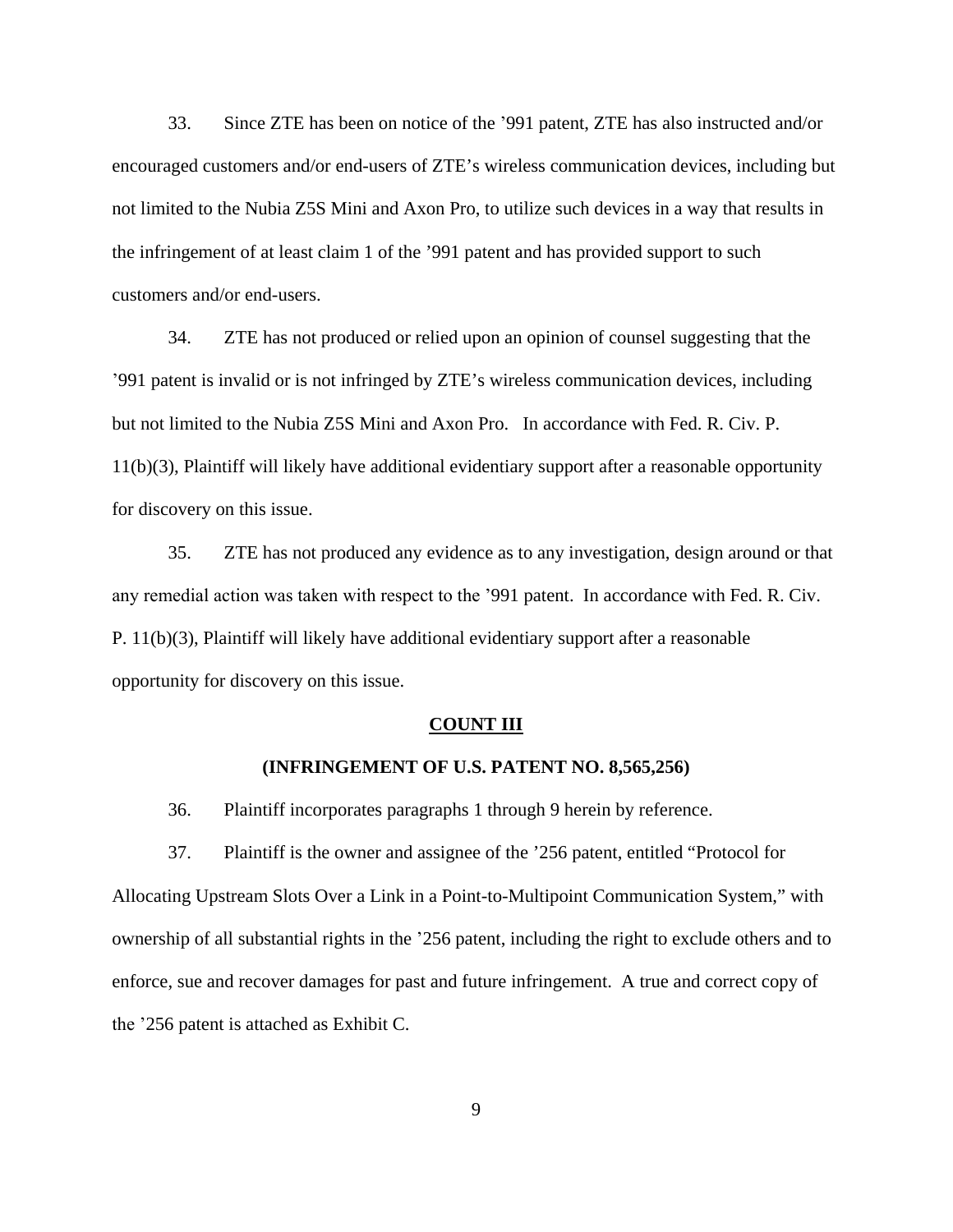33. Since ZTE has been on notice of the ’991 patent, ZTE has also instructed and/or encouraged customers and/or end-users of ZTE’s wireless communication devices, including but not limited to the Nubia Z5S Mini and Axon Pro, to utilize such devices in a way that results in the infringement of at least claim 1 of the ’991 patent and has provided support to such customers and/or end-users.

34. ZTE has not produced or relied upon an opinion of counsel suggesting that the ’991 patent is invalid or is not infringed by ZTE’s wireless communication devices, including but not limited to the Nubia Z5S Mini and Axon Pro. In accordance with Fed. R. Civ. P. 11(b)(3), Plaintiff will likely have additional evidentiary support after a reasonable opportunity for discovery on this issue.

35. ZTE has not produced any evidence as to any investigation, design around or that any remedial action was taken with respect to the ’991 patent. In accordance with Fed. R. Civ. P. 11(b)(3), Plaintiff will likely have additional evidentiary support after a reasonable opportunity for discovery on this issue.

## COUNT III

### (INFRINGEMENT OF U.S. PATENT NO. 8,565,256)

36. Plaintiff incorporates paragraphs 1 through 9 herein by reference.

37. Plaintiff is the owner and assignee of the ’256 patent, entitled “Protocol for Allocating Upstream Slots Over a Link in a Point-to-Multipoint Communication System,” with ownership of all substantial rights in the ’256 patent, including the right to exclude others and to enforce, sue and recover damages for past and future infringement. A true and correct copy of the ’256 patent is attached as Exhibit C.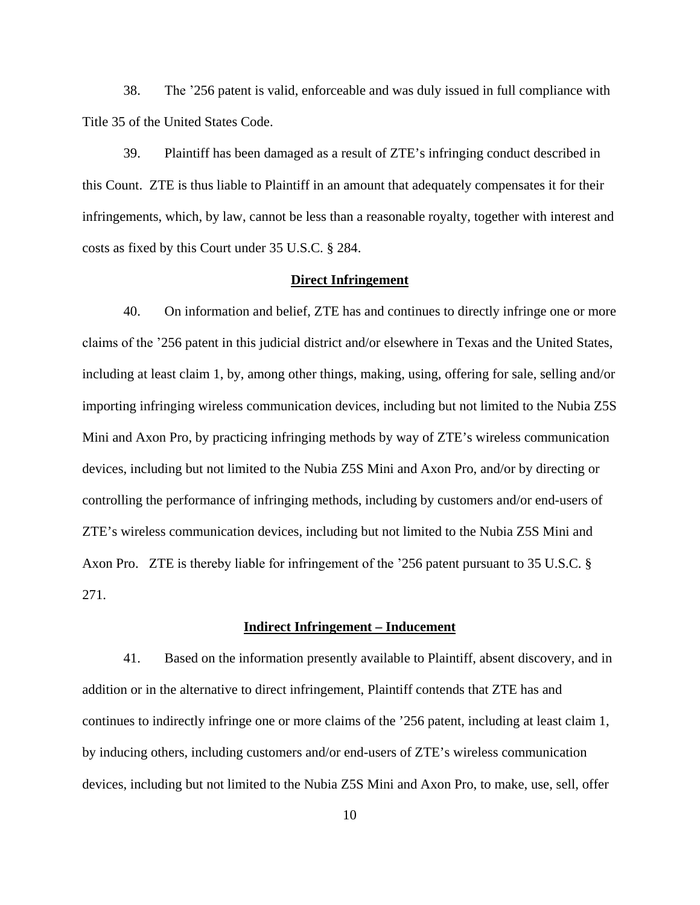38. The ’256 patent is valid, enforceable and was duly issued in full compliance with Title 35 of the United States Code.

39. Plaintiff has been damaged as a result of ZTE’s infringing conduct described in this Count. ZTE is thus liable to Plaintiff in an amount that adequately compensates it for their infringements, which, by law, cannot be less than a reasonable royalty, together with interest and costs as fixed by this Court under 35 U.S.C. § 284.

**Direct Infringement**

40. On information and belief, ZTE has and continues to directly infringe one or more claims of the ’256 patent in this judicial district and/or elsewhere in Texas and the United States, including at least claim 1, by, among other things, making, using, offering for sale, selling and/or importing infringing wireless communication devices, including but not limited to the Nubia Z5S Mini and Axon Pro, by practicing infringing methods by way of ZTE’s wireless communication devices, including but not limited to the Nubia Z5S Mini and Axon Pro, and/or by directing or controlling the performance of infringing methods, including by customers and/or end-users of ZTE’s wireless communication devices, including but not limited to the Nubia Z5S Mini and Axon Pro. ZTE is thereby liable for infringement of the ’256 patent pursuant to 35 U.S.C. § 271.

**Indirect Infringement – Inducement**

41. Based on the information presently available to Plaintiff, absent discovery, and in addition or in the alternative to direct infringement, Plaintiff contends that ZTE has and continues to indirectly infringe one or more claims of the ’256 patent, including at least claim 1, by inducing others, including customers and/or end-users of ZTE’s wireless communication devices, including but not limited to the Nubia Z5S Mini and Axon Pro, to make, use, sell, offer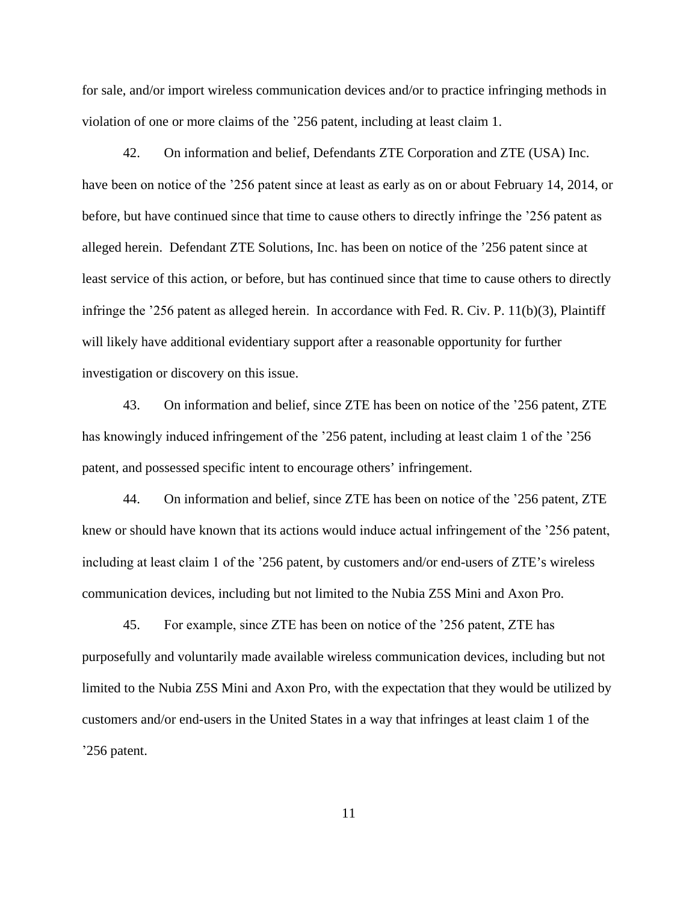for sale, and/or import wireless communication devices and/or to practice infringing methods in violation of one or more claims of the ’256 patent, including at least claim 1.

42. On information and belief, Defendants ZTE Corporation and ZTE (USA) Inc. have been on notice of the ’256 patent since at least as early as on or about February 14, 2014, or before, but have continued since that time to cause others to directly infringe the ’256 patent as alleged herein. Defendant ZTE Solutions, Inc. has been on notice of the ’256 patent since at least service of this action, or before, but has continued since that time to cause others to directly infringe the ’256 patent as alleged herein. In accordance with Fed. R. Civ. P. 11(b)(3), Plaintiff will likely have additional evidentiary support after a reasonable opportunity for further investigation or discovery on this issue.

43. On information and belief, since ZTE has been on notice of the ’256 patent, ZTE has knowingly induced infringement of the ’256 patent, including at least claim 1 of the ’256 patent, and possessed specific intent to encourage others’ infringement.

44. On information and belief, since ZTE has been on notice of the ’256 patent, ZTE knew or should have known that its actions would induce actual infringement of the ’256 patent, including at least claim 1 of the ’256 patent, by customers and/or end-users of ZTE’s wireless communication devices, including but not limited to the Nubia Z5S Mini and Axon Pro.

45. For example, since ZTE has been on notice of the ’256 patent, ZTE has purposefully and voluntarily made available wireless communication devices, including but not limited to the Nubia Z5S Mini and Axon Pro, with the expectation that they would be utilized by customers and/or end-users in the United States in a way that infringes at least claim 1 of the ’256 patent.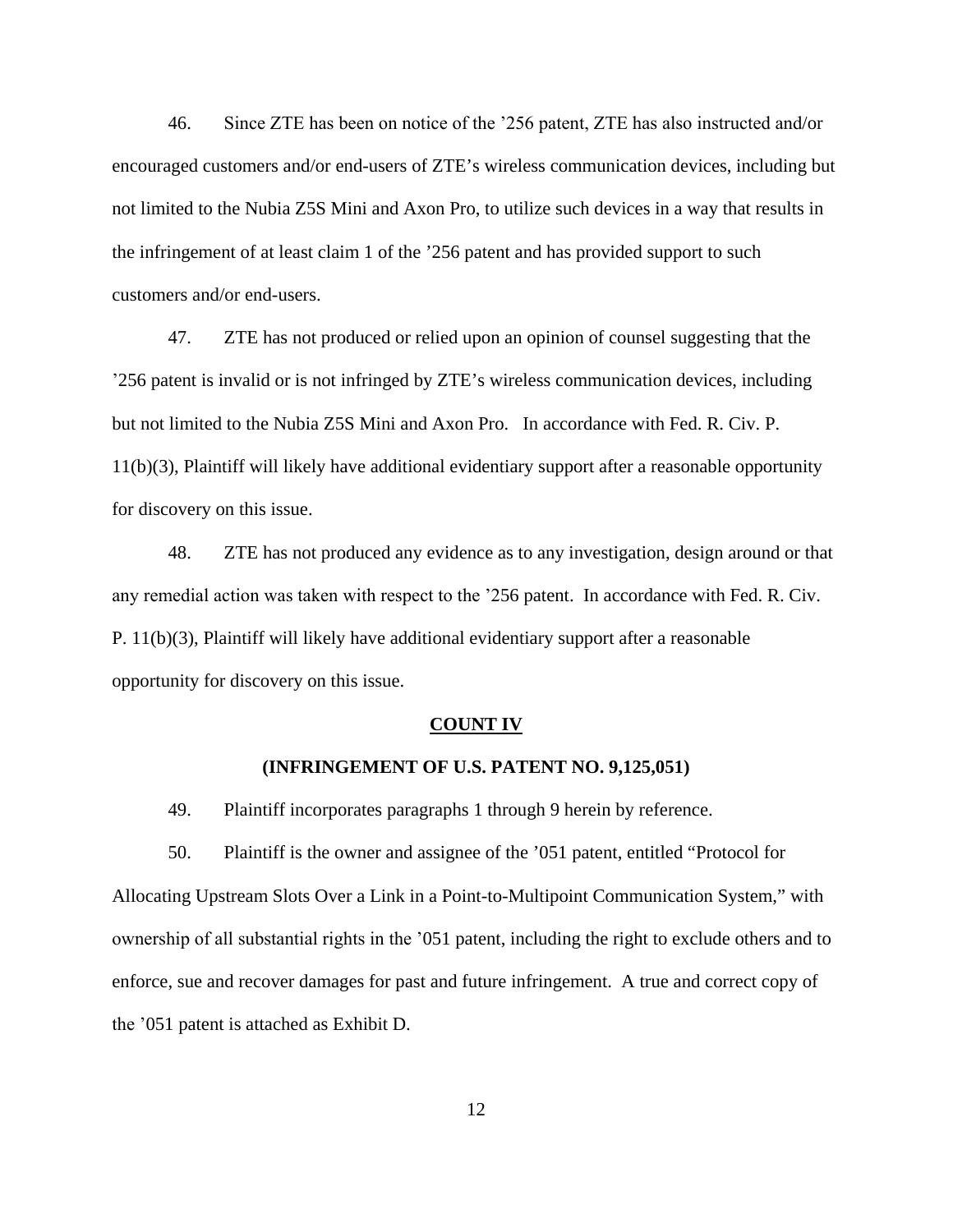46. Since ZTE has been on notice of the ’256 patent, ZTE has also instructed and/or encouraged customers and/or end-users of ZTE’s wireless communication devices, including but not limited to the Nubia Z5S Mini and Axon Pro, to utilize such devices in a way that results in the infringement of at least claim 1 of the ’256 patent and has provided support to such customers and/or end-users.

47. ZTE has not produced or relied upon an opinion of counsel suggesting that the ’256 patent is invalid or is not infringed by ZTE’s wireless communication devices, including but not limited to the Nubia Z5S Mini and Axon Pro. In accordance with Fed. R. Civ. P. 11(b)(3), Plaintiff will likely have additional evidentiary support after a reasonable opportunity for discovery on this issue.

48. ZTE has not produced any evidence as to any investigation, design around or that any remedial action was taken with respect to the ’256 patent. In accordance with Fed. R. Civ. P. 11(b)(3), Plaintiff will likely have additional evidentiary support after a reasonable opportunity for discovery on this issue.

## COUNT IV

### (INFRINGEMENT OF U.S. PATENT NO. 9,125,051)

49. Plaintiff incorporates paragraphs 1 through 9 herein by reference.

50. Plaintiff is the owner and assignee of the ’051 patent, entitled “Protocol for Allocating Upstream Slots Over a Link in a Point-to-Multipoint Communication System,” with ownership of all substantial rights in the ’051 patent, including the right to exclude others and to enforce, sue and recover damages for past and future infringement. A true and correct copy of the ’051 patent is attached as Exhibit D.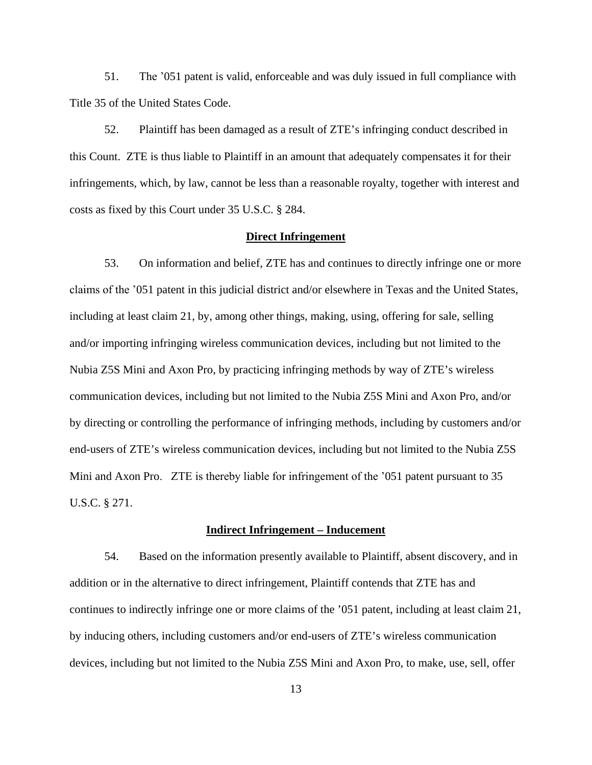51. The ’051 patent is valid, enforceable and was duly issued in full compliance with Title 35 of the United States Code.

52. Plaintiff has been damaged as a result of ZTE’s infringing conduct described in this Count. ZTE is thus liable to Plaintiff in an amount that adequately compensates it for their infringements, which, by law, cannot be less than a reasonable royalty, together with interest and costs as fixed by this Court under 35 U.S.C. § 284.

**Direct Infringement**

53. On information and belief, ZTE has and continues to directly infringe one or more claims of the ’051 patent in this judicial district and/or elsewhere in Texas and the United States, including at least claim 21, by, among other things, making, using, offering for sale, selling and/or importing infringing wireless communication devices, including but not limited to the Nubia Z5S Mini and Axon Pro, by practicing infringing methods by way of ZTE’s wireless communication devices, including but not limited to the Nubia Z5S Mini and Axon Pro, and/or by directing or controlling the performance of infringing methods, including by customers and/or end-users of ZTE’s wireless communication devices, including but not limited to the Nubia Z5S Mini and Axon Pro. ZTE is thereby liable for infringement of the ’051 patent pursuant to 35 U.S.C. § 271.

**Indirect Infringement – Inducement**

54. Based on the information presently available to Plaintiff, absent discovery, and in addition or in the alternative to direct infringement, Plaintiff contends that ZTE has and continues to indirectly infringe one or more claims of the ’051 patent, including at least claim 21, by inducing others, including customers and/or end-users of ZTE’s wireless communication devices, including but not limited to the Nubia Z5S Mini and Axon Pro, to make, use, sell, offer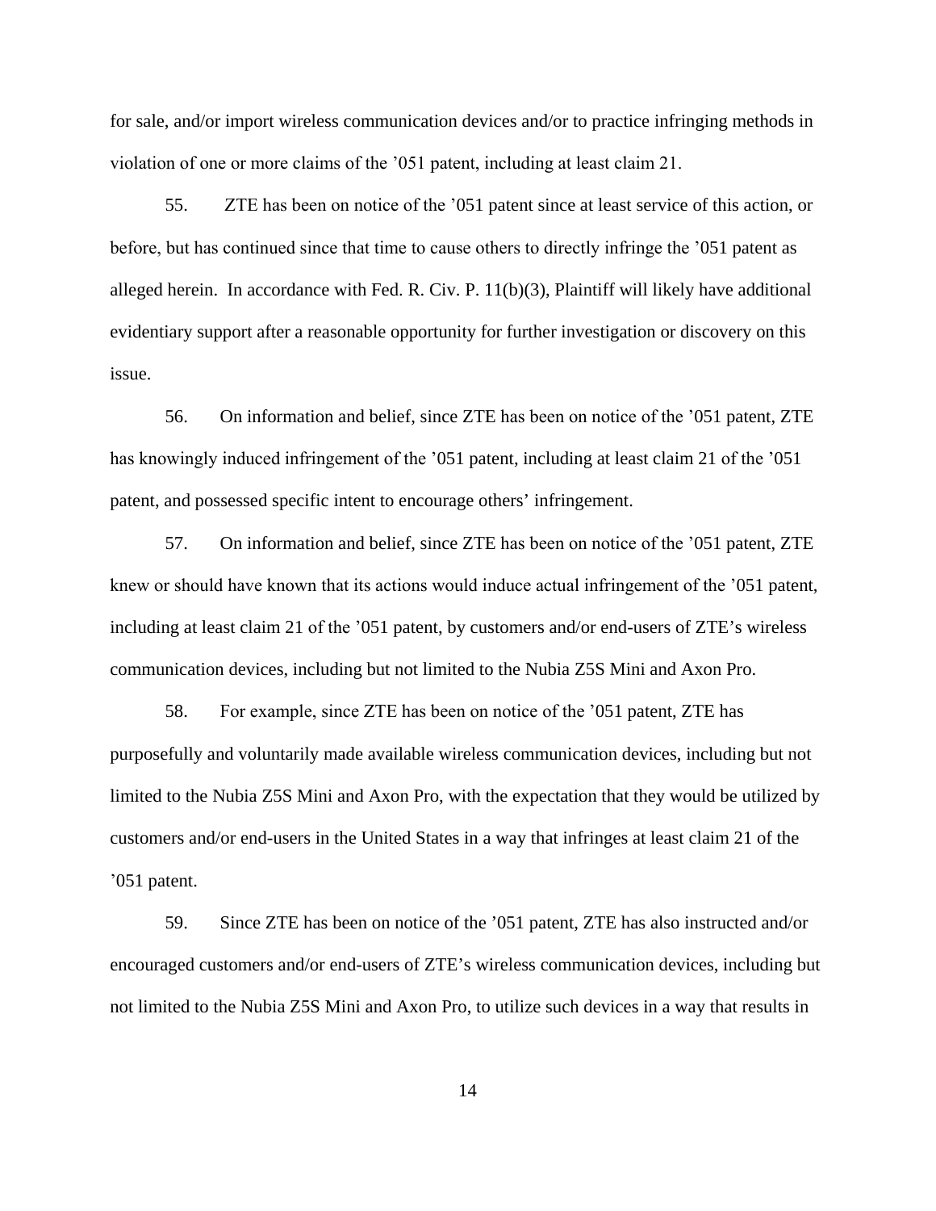for sale, and/or import wireless communication devices and/or to practice infringing methods in violation of one or more claims of the ’051 patent, including at least claim 21.

55. ZTE has been on notice of the ’051 patent since at least service of this action, or before, but has continued since that time to cause others to directly infringe the ’051 patent as alleged herein. In accordance with Fed. R. Civ. P. 11(b)(3), Plaintiff will likely have additional evidentiary support after a reasonable opportunity for further investigation or discovery on this issue.

56. On information and belief, since ZTE has been on notice of the ’051 patent, ZTE has knowingly induced infringement of the ’051 patent, including at least claim 21 of the ’051 patent, and possessed specific intent to encourage others’ infringement.

57. On information and belief, since ZTE has been on notice of the ’051 patent, ZTE knew or should have known that its actions would induce actual infringement of the ’051 patent, including at least claim 21 of the ’051 patent, by customers and/or end-users of ZTE’s wireless communication devices, including but not limited to the Nubia Z5S Mini and Axon Pro.

58. For example, since ZTE has been on notice of the ’051 patent, ZTE has purposefully and voluntarily made available wireless communication devices, including but not limited to the Nubia Z5S Mini and Axon Pro, with the expectation that they would be utilized by customers and/or end-users in the United States in a way that infringes at least claim 21 of the ’051 patent.

59. Since ZTE has been on notice of the ’051 patent, ZTE has also instructed and/or encouraged customers and/or end-users of ZTE’s wireless communication devices, including but not limited to the Nubia Z5S Mini and Axon Pro, to utilize such devices in a way that results in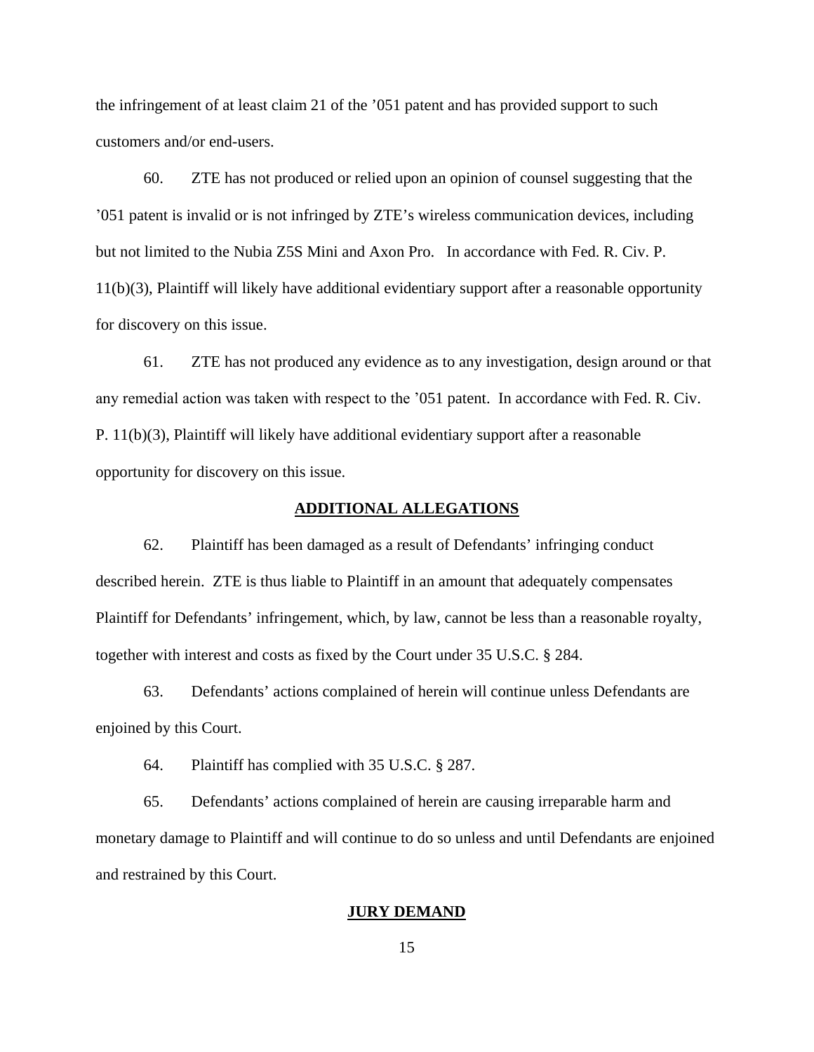the infringement of at least claim 21 of the ’051 patent and has provided support to such customers and/or end-users.

60. ZTE has not produced or relied upon an opinion of counsel suggesting that the ’051 patent is invalid or is not infringed by ZTE’s wireless communication devices, including but not limited to the Nubia Z5S Mini and Axon Pro. In accordance with Fed. R. Civ. P. 11(b)(3), Plaintiff will likely have additional evidentiary support after a reasonable opportunity for discovery on this issue.

61. ZTE has not produced any evidence as to any investigation, design around or that any remedial action was taken with respect to the ’051 patent. In accordance with Fed. R. Civ. P. 11(b)(3), Plaintiff will likely have additional evidentiary support after a reasonable opportunity for discovery on this issue.

## ADDITIONAL ALLEGATIONS

62. Plaintiff has been damaged as a result of Defendants’ infringing conduct described herein. ZTE is thus liable to Plaintiff in an amount that adequately compensates Plaintiff for Defendants’ infringement, which, by law, cannot be less than a reasonable royalty, together with interest and costs as fixed by the Court under 35 U.S.C. § 284.

63. Defendants’ actions complained of herein will continue unless Defendants are enjoined by this Court.

64. Plaintiff has complied with 35 U.S.C. § 287.

65. Defendants’ actions complained of herein are causing irreparable harm and monetary damage to Plaintiff and will continue to do so unless and until Defendants are enjoined and restrained by this Court.

## JURY DEMAND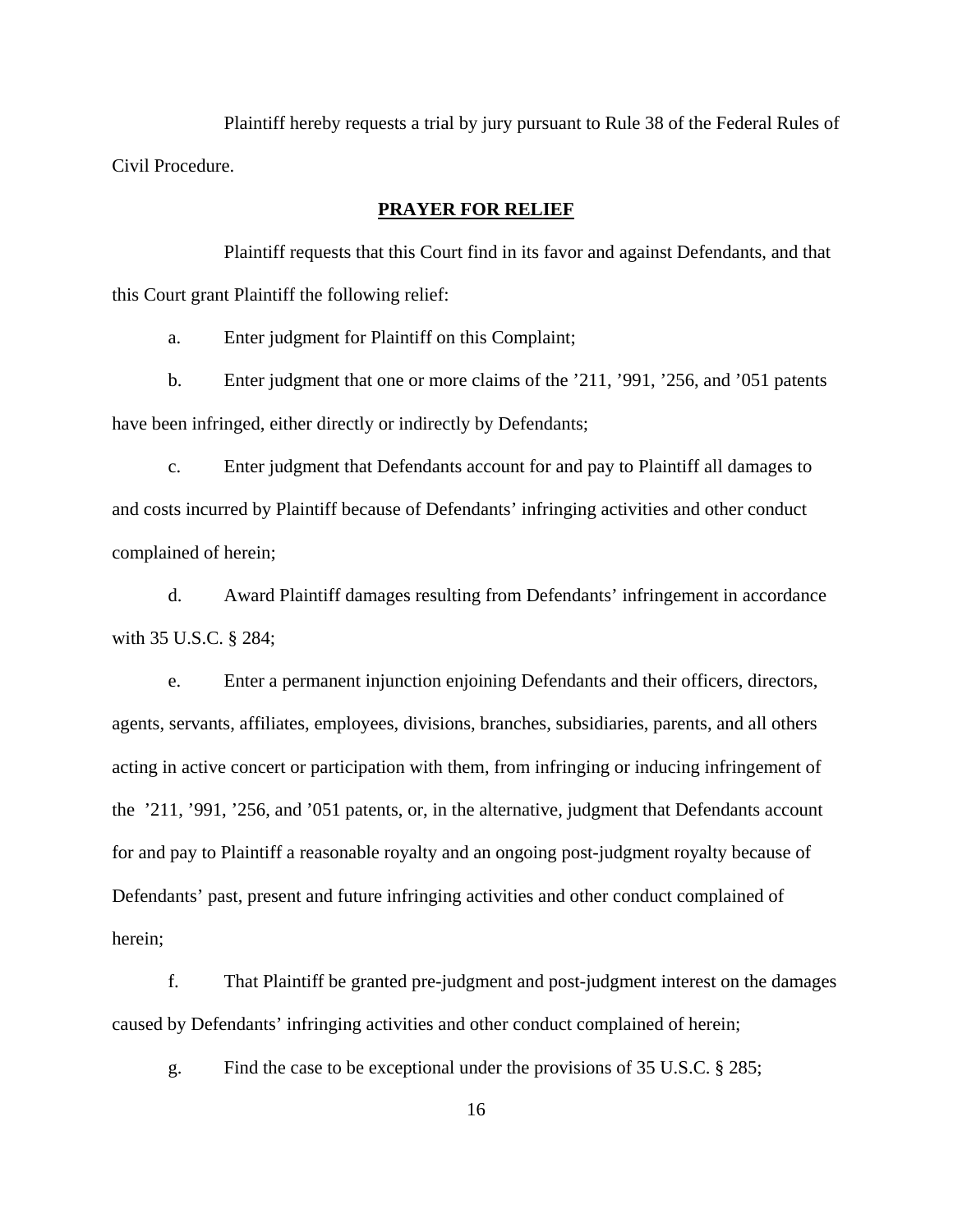Plaintiff hereby requests a trial by jury pursuant to Rule 38 of the Federal Rules of Civil Procedure.

## PRAYER FOR RELIEF

Plaintiff requests that this Court find in its favor and against Defendants, and that this Court grant Plaintiff the following relief:

a. Enter judgment for Plaintiff on this Complaint;

b. Enter judgment that one or more claims of the ’211, ’991, ’256, and ’051 patents have been infringed, either directly or indirectly by Defendants;

c. Enter judgment that Defendants account for and pay to Plaintiff all damages to and costs incurred by Plaintiff because of Defendants’ infringing activities and other conduct complained of herein;

d. Award Plaintiff damages resulting from Defendants’ infringement in accordance with 35 U.S.C. § 284;

e. Enter a permanent injunction enjoining Defendants and their officers, directors, agents, servants, affiliates, employees, divisions, branches, subsidiaries, parents, and all others acting in active concert or participation with them, from infringing or inducing infringement of the ’211, ’991, ’256, and ’051 patents, or, in the alternative, judgment that Defendants account for and pay to Plaintiff a reasonable royalty and an ongoing post-judgment royalty because of Defendants’ past, present and future infringing activities and other conduct complained of herein;

f. That Plaintiff be granted pre-judgment and post-judgment interest on the damages caused by Defendants’ infringing activities and other conduct complained of herein;

g. Find the case to be exceptional under the provisions of 35 U.S.C. § 285;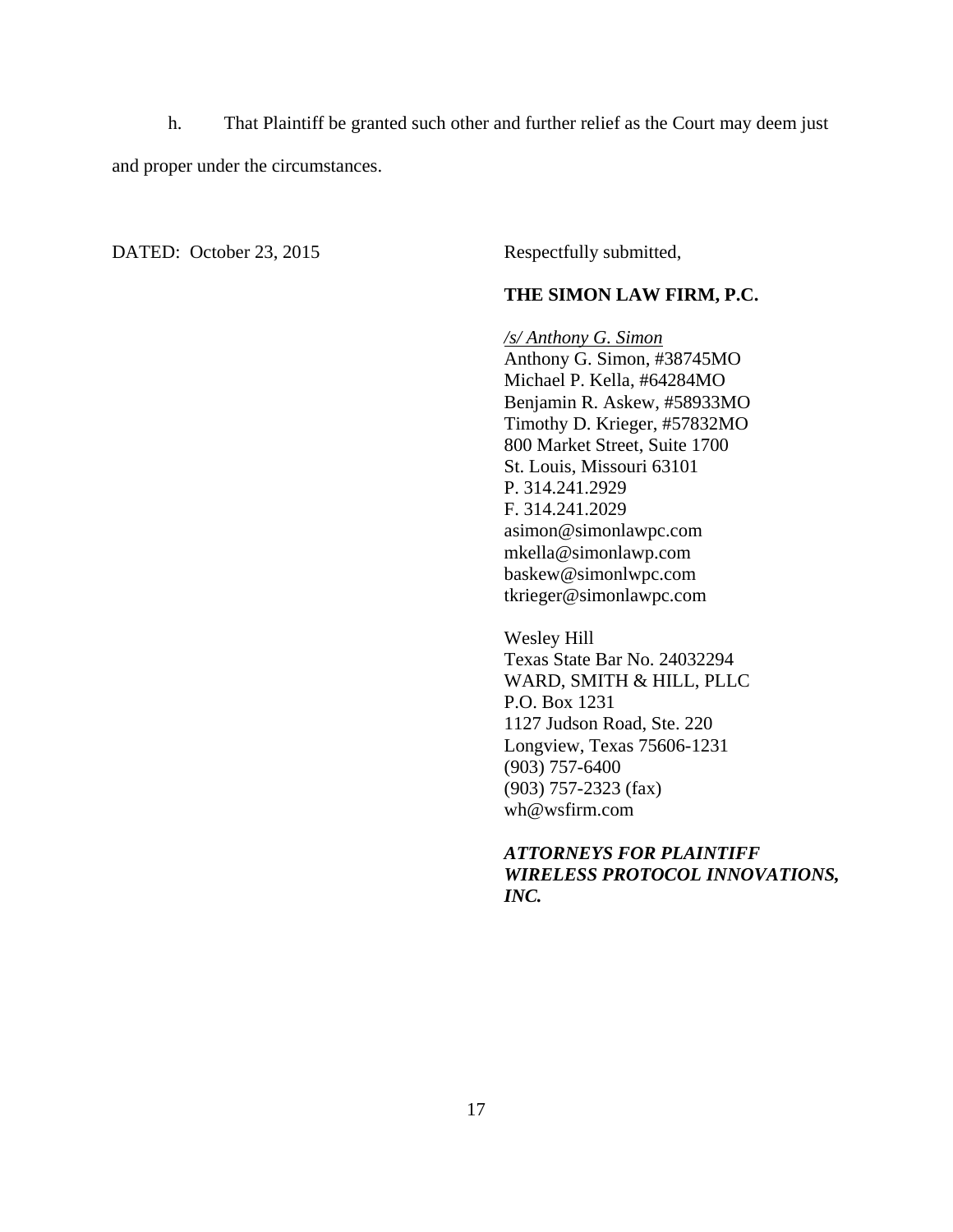h. That Plaintiff be granted such other and further relief as the Court may deem just and proper under the circumstances.

DATED: October 23, 2015

Respectfully submitted,

**THE SIMON LAW FIRM, P.C.**

*/s/ Anthony G. Simon*
Anthony G. Simon, #38745MO
Michael P. Kella, #64284MO
Benjamin R. Askew, #58933MO
Timothy D. Krieger, #57832MO
800 Market Street, Suite 1700
St. Louis, Missouri 63101
P. 314.241.2929
F. 314.241.2029
asimon@simonlawpc.com
mkella@simonlawp.com
baskew@simonlwpc.com
tkrieger@simonlawpc.com

Wesley Hill
Texas State Bar No. 24032294
WARD, SMITH & HILL, PLLC
P.O. Box 1231
1127 Judson Road, Ste. 220
Longview, Texas 75606-1231
(903) 757-6400
(903) 757-2323 (fax)
wh@wsfirm.com

***ATTORNEYS FOR PLAINTIFF WIRELESS PROTOCOL INNOVATIONS, INC.***